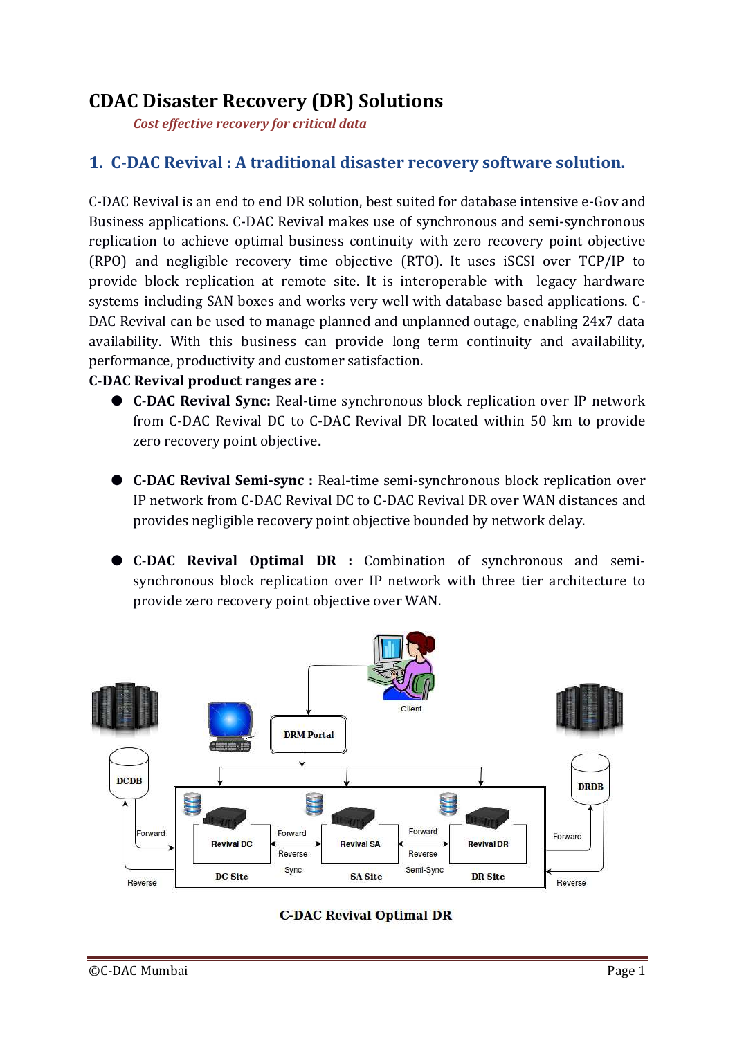# CDAC Disaster Recovery (DR) Solutions

*Cost effective recovery for critical data*

## 1. C-DAC Revival : A traditional disaster recovery software solution.

C-DAC Revival is an end to end DR solution, best suited for database intensive e-Gov and Business applications. C-DAC Revival makes use of synchronous and semi-synchronous replication to achieve optimal business continuity with zero recovery point objective (RPO) and negligible recovery time objective (RTO). It uses iSCSI over TCP/IP to provide block replication at remote site. It is interoperable with legacy hardware systems including SAN boxes and works very well with database based applications. C-DAC Revival can be used to manage planned and unplanned outage, enabling 24x7 data availability. With this business can provide long term continuity and availability, performance, productivity and customer satisfaction.

**C-DAC Revival product ranges are :**

- **C-DAC Revival Sync:** Real-time synchronous block replication over IP network from C-DAC Revival DC to C-DAC Revival DR located within 50 km to provide zero recovery point objective**.**
- **C-DAC Revival Semi-sync :** Real-time semi-synchronous block replication over IP network from C-DAC Revival DC to C-DAC Revival DR over WAN distances and provides negligible recovery point objective bounded by network delay.
- **C-DAC Revival Optimal DR :** Combination of synchronous and semi-synchronous block replication over IP network with three tier architecture to provide zero recovery point objective over WAN.

**C-DAC Revival Optimal DR**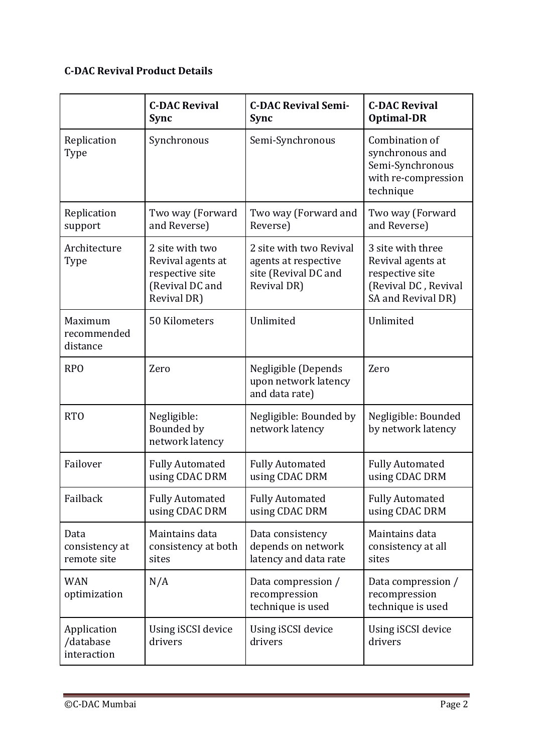**C-DAC Revival Product Details**

| | **C-DAC Revival Sync** | **C-DAC Revival Semi-Sync** | **C-DAC Revival Optimal-DR** |
|---|---|---|---|
| Replication Type | Synchronous | Semi-Synchronous | Combination of synchronous and Semi-Synchronous with re-compression technique |
| Replication support | Two way (Forward and Reverse) | Two way (Forward and Reverse) | Two way (Forward and Reverse) |
| Architecture Type | 2 site with two Revival agents at respective site (Revival DC and Revival DR) | 2 site with two Revival agents at respective site (Revival DC and Revival DR) | 3 site with three Revival agents at respective site (Revival DC , Revival SA and Revival DR) |
| Maximum recommended distance | 50 Kilometers | Unlimited | Unlimited |
| RPO | Zero | Negligible (Depends upon network latency and data rate) | Zero |
| RTO | Negligible: Bounded by network latency | Negligible: Bounded by network latency | Negligible: Bounded by network latency |
| Failover | Fully Automated using CDAC DRM | Fully Automated using CDAC DRM | Fully Automated using CDAC DRM |
| Failback | Fully Automated using CDAC DRM | Fully Automated using CDAC DRM | Fully Automated using CDAC DRM |
| Data consistency at remote site | Maintains data consistency at both sites | Data consistency depends on network latency and data rate | Maintains data consistency at all sites |
| WAN optimization | N/A | Data compression / recompression technique is used | Data compression / recompression technique is used |
| Application /database interaction | Using iSCSI device drivers | Using iSCSI device drivers | Using iSCSI device drivers |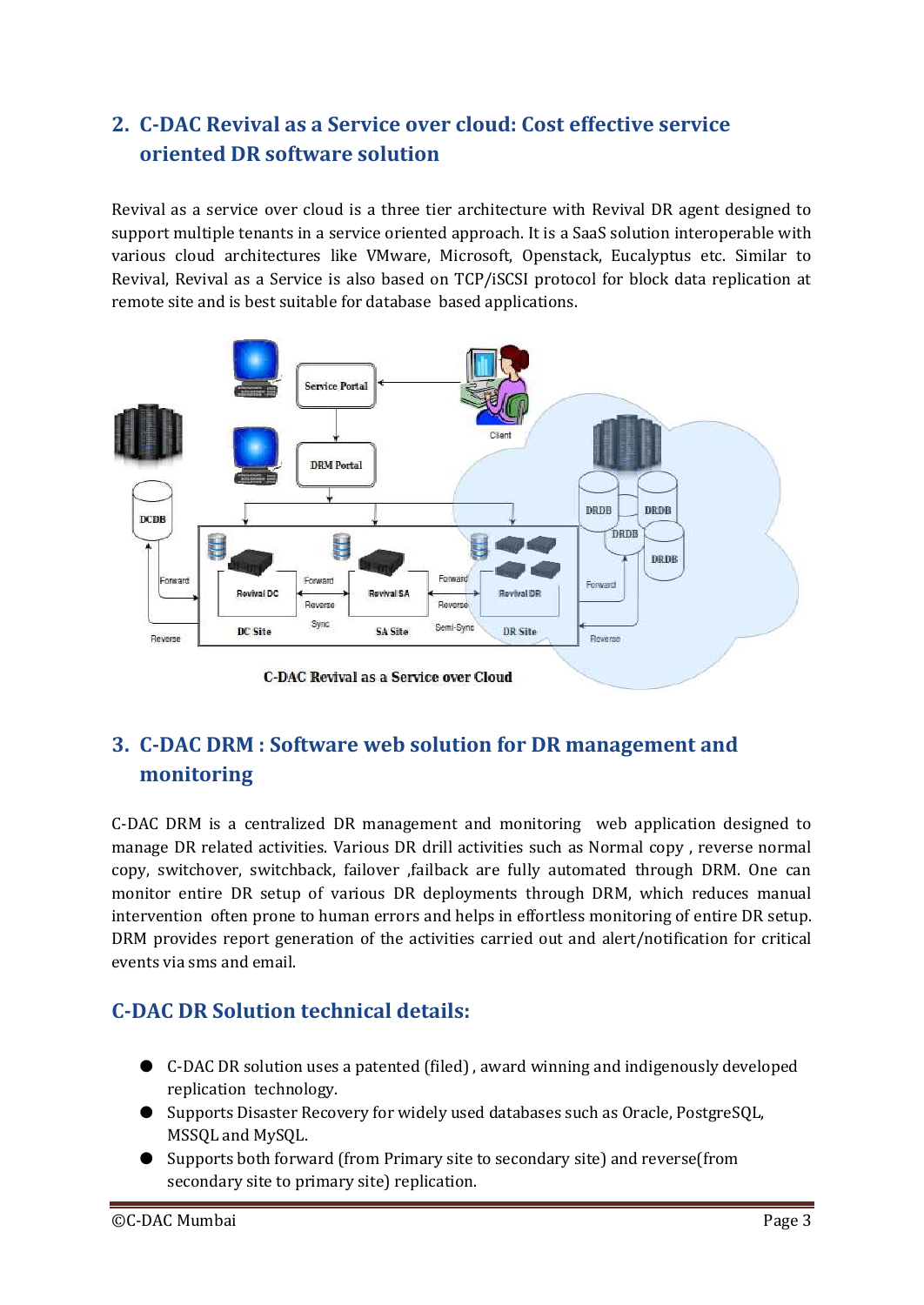## 2. C-DAC Revival as a Service over cloud: Cost effective service oriented DR software solution

Revival as a service over cloud is a three tier architecture with Revival DR agent designed to support multiple tenants in a service oriented approach. It is a SaaS solution interoperable with various cloud architectures like VMware, Microsoft, Openstack, Eucalyptus etc. Similar to Revival, Revival as a Service is also based on TCP/iSCSI protocol for block data replication at remote site and is best suitable for database based applications.

C-DAC Revival as a Service over Cloud

## 3. C-DAC DRM : Software web solution for DR management and monitoring

C-DAC DRM is a centralized DR management and monitoring web application designed to manage DR related activities. Various DR drill activities such as Normal copy , reverse normal copy, switchover, switchback, failover ,failback are fully automated through DRM. One can monitor entire DR setup of various DR deployments through DRM, which reduces manual intervention often prone to human errors and helps in effortless monitoring of entire DR setup. DRM provides report generation of the activities carried out and alert/notification for critical events via sms and email.

## C-DAC DR Solution technical details:

- C-DAC DR solution uses a patented (filed) , award winning and indigenously developed replication technology.
- Supports Disaster Recovery for widely used databases such as Oracle, PostgreSQL, MSSQL and MySQL.
- Supports both forward (from Primary site to secondary site) and reverse(from secondary site to primary site) replication.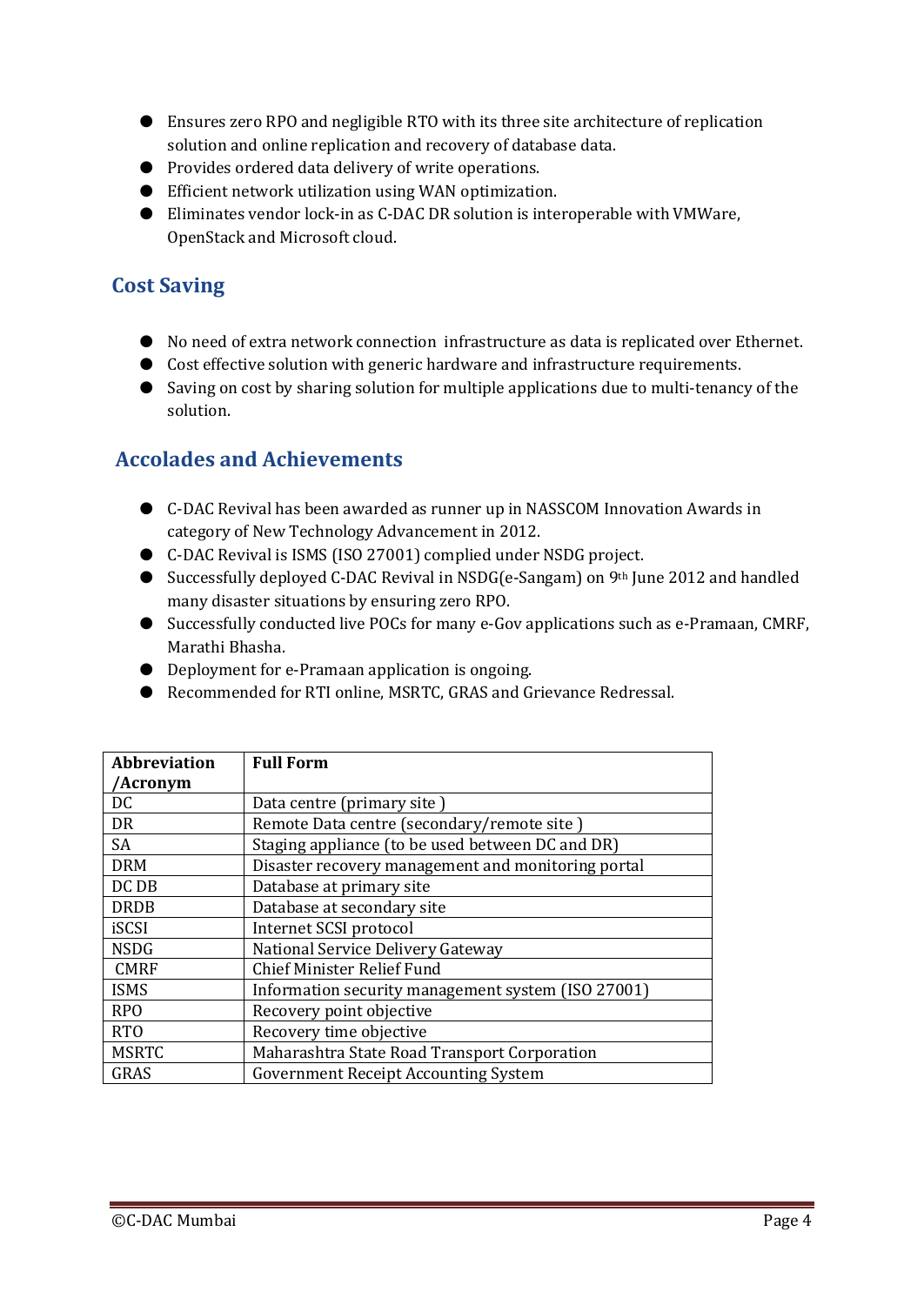- Ensures zero RPO and negligible RTO with its three site architecture of replication solution and online replication and recovery of database data.
- Provides ordered data delivery of write operations.
- Efficient network utilization using WAN optimization.
- Eliminates vendor lock-in as C-DAC DR solution is interoperable with VMWare, OpenStack and Microsoft cloud.

## Cost Saving

- No need of extra network connection infrastructure as data is replicated over Ethernet.
- Cost effective solution with generic hardware and infrastructure requirements.
- Saving on cost by sharing solution for multiple applications due to multi-tenancy of the solution.

## Accolades and Achievements

- C-DAC Revival has been awarded as runner up in NASSCOM Innovation Awards in category of New Technology Advancement in 2012.
- C-DAC Revival is ISMS (ISO 27001) complied under NSDG project.
- Successfully deployed C-DAC Revival in NSDG(e-Sangam) on 9th June 2012 and handled many disaster situations by ensuring zero RPO.
- Successfully conducted live POCs for many e-Gov applications such as e-Pramaan, CMRF, Marathi Bhasha.
- Deployment for e-Pramaan application is ongoing.
- Recommended for RTI online, MSRTC, GRAS and Grievance Redressal.

| **Abbreviation /Acronym** | **Full Form** |
|---|---|
| DC | Data centre (primary site ) |
| DR | Remote Data centre (secondary/remote site ) |
| SA | Staging appliance (to be used between DC and DR) |
| DRM | Disaster recovery management and monitoring portal |
| DC DB | Database at primary site |
| DRDB | Database at secondary site |
| iSCSI | Internet SCSI protocol |
| NSDG | National Service Delivery Gateway |
| CMRF | Chief Minister Relief Fund |
| ISMS | Information security management system (ISO 27001) |
| RPO | Recovery point objective |
| RTO | Recovery time objective |
| MSRTC | Maharashtra State Road Transport Corporation |
| GRAS | Government Receipt Accounting System |